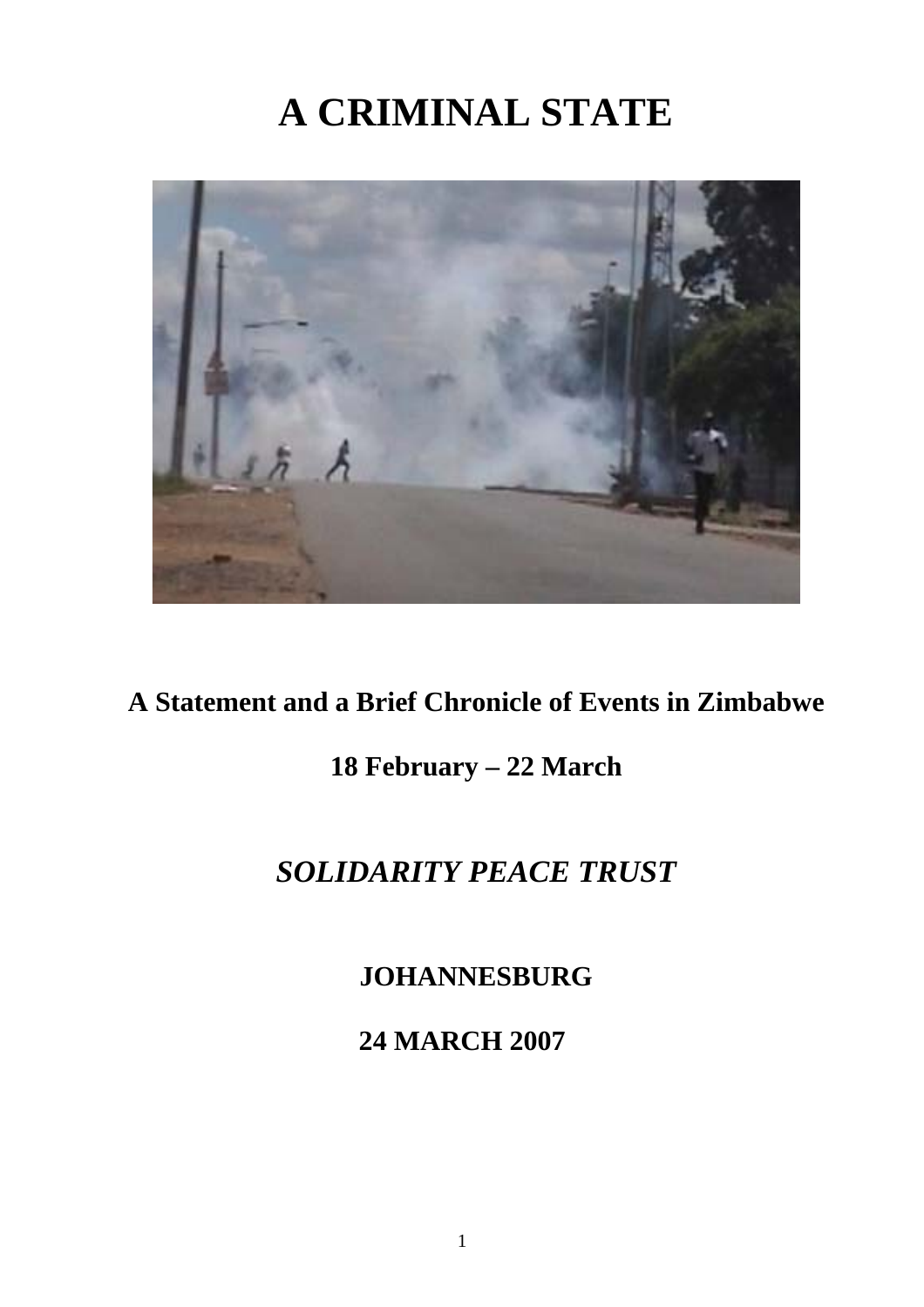# A CRIMINAL STATE

**A Statement and a Brief Chronicle of Events in Zimbabwe**

**18 February – 22 March**

***SOLIDARITY PEACE TRUST***

**JOHANNESBURG**

**24 MARCH 2007**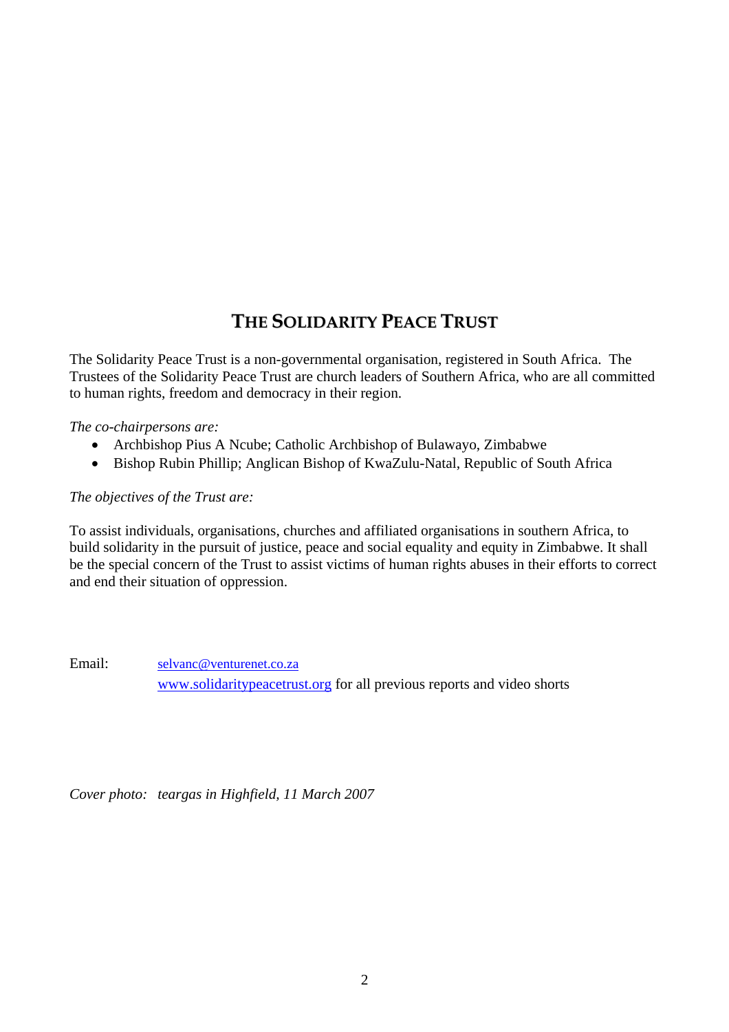# The Solidarity Peace Trust

The Solidarity Peace Trust is a non-governmental organisation, registered in South Africa. The Trustees of the Solidarity Peace Trust are church leaders of Southern Africa, who are all committed to human rights, freedom and democracy in their region.

*The co-chairpersons are:*

- Archbishop Pius A Ncube; Catholic Archbishop of Bulawayo, Zimbabwe
- Bishop Rubin Phillip; Anglican Bishop of KwaZulu-Natal, Republic of South Africa

*The objectives of the Trust are:*

To assist individuals, organisations, churches and affiliated organisations in southern Africa, to build solidarity in the pursuit of justice, peace and social equality and equity in Zimbabwe. It shall be the special concern of the Trust to assist victims of human rights abuses in their efforts to correct and end their situation of oppression.

Email: selvanc@venturenet.co.za
www.solidaritypeacetrust.org for all previous reports and video shorts

*Cover photo: teargas in Highfield, 11 March 2007*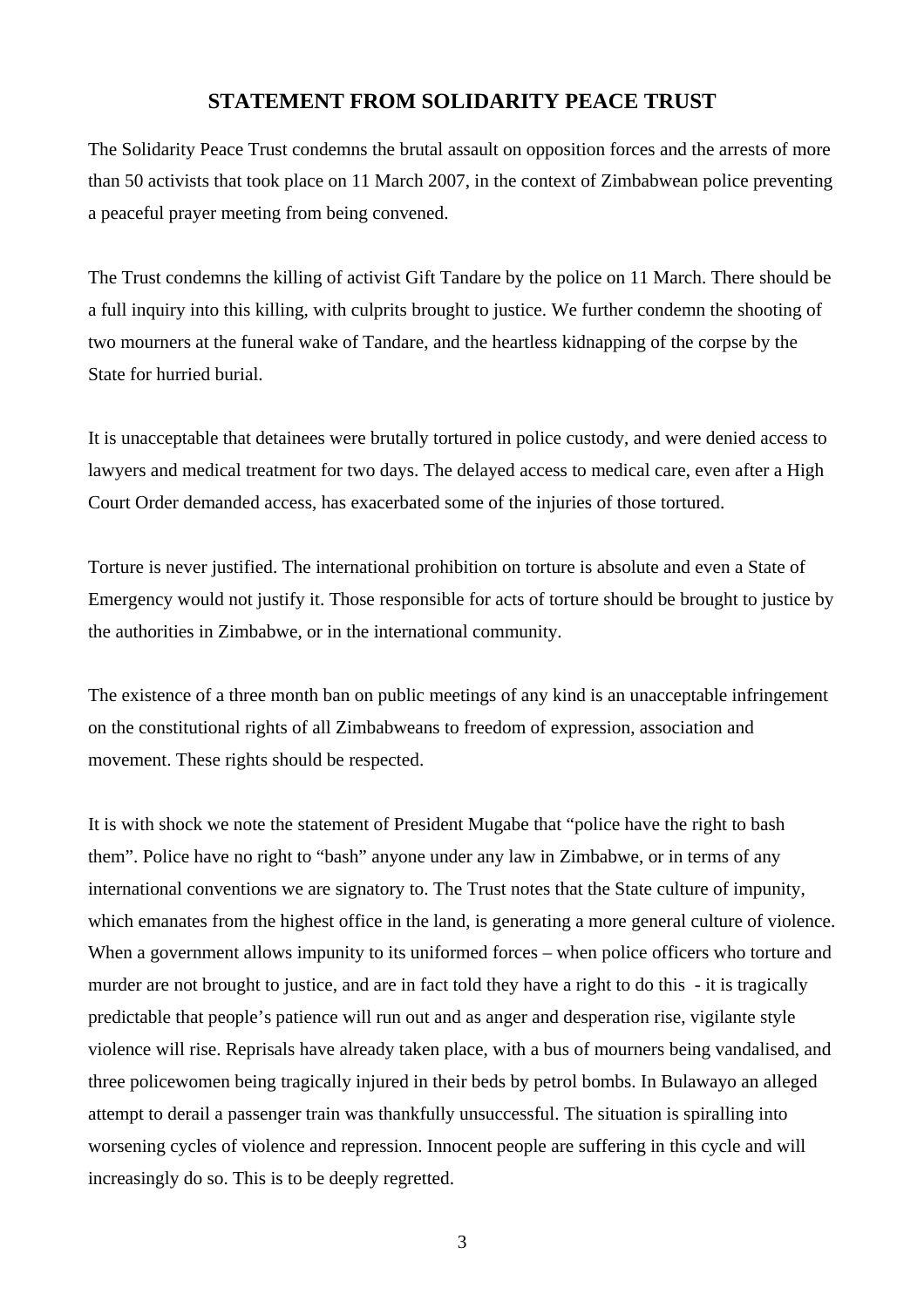## STATEMENT FROM SOLIDARITY PEACE TRUST

The Solidarity Peace Trust condemns the brutal assault on opposition forces and the arrests of more than 50 activists that took place on 11 March 2007, in the context of Zimbabwean police preventing a peaceful prayer meeting from being convened.

The Trust condemns the killing of activist Gift Tandare by the police on 11 March. There should be a full inquiry into this killing, with culprits brought to justice. We further condemn the shooting of two mourners at the funeral wake of Tandare, and the heartless kidnapping of the corpse by the State for hurried burial.

It is unacceptable that detainees were brutally tortured in police custody, and were denied access to lawyers and medical treatment for two days. The delayed access to medical care, even after a High Court Order demanded access, has exacerbated some of the injuries of those tortured.

Torture is never justified. The international prohibition on torture is absolute and even a State of Emergency would not justify it. Those responsible for acts of torture should be brought to justice by the authorities in Zimbabwe, or in the international community.

The existence of a three month ban on public meetings of any kind is an unacceptable infringement on the constitutional rights of all Zimbabweans to freedom of expression, association and movement. These rights should be respected.

It is with shock we note the statement of President Mugabe that "police have the right to bash them". Police have no right to "bash" anyone under any law in Zimbabwe, or in terms of any international conventions we are signatory to. The Trust notes that the State culture of impunity, which emanates from the highest office in the land, is generating a more general culture of violence. When a government allows impunity to its uniformed forces – when police officers who torture and murder are not brought to justice, and are in fact told they have a right to do this - it is tragically predictable that people's patience will run out and as anger and desperation rise, vigilante style violence will rise. Reprisals have already taken place, with a bus of mourners being vandalised, and three policewomen being tragically injured in their beds by petrol bombs. In Bulawayo an alleged attempt to derail a passenger train was thankfully unsuccessful. The situation is spiralling into worsening cycles of violence and repression. Innocent people are suffering in this cycle and will increasingly do so. This is to be deeply regretted.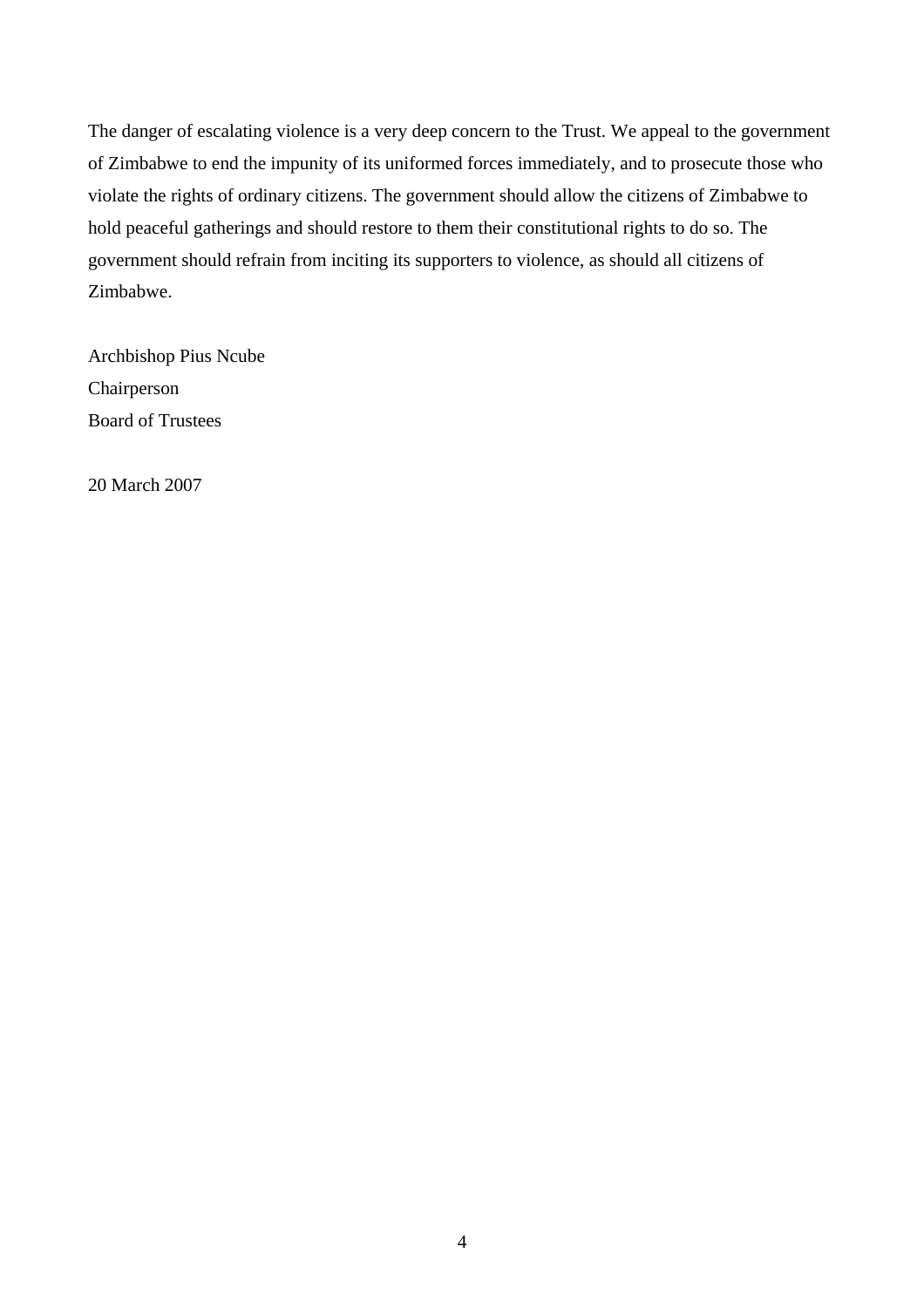The danger of escalating violence is a very deep concern to the Trust. We appeal to the government of Zimbabwe to end the impunity of its uniformed forces immediately, and to prosecute those who violate the rights of ordinary citizens. The government should allow the citizens of Zimbabwe to hold peaceful gatherings and should restore to them their constitutional rights to do so. The government should refrain from inciting its supporters to violence, as should all citizens of Zimbabwe.

Archbishop Pius Ncube  
Chairperson  
Board of Trustees

20 March 2007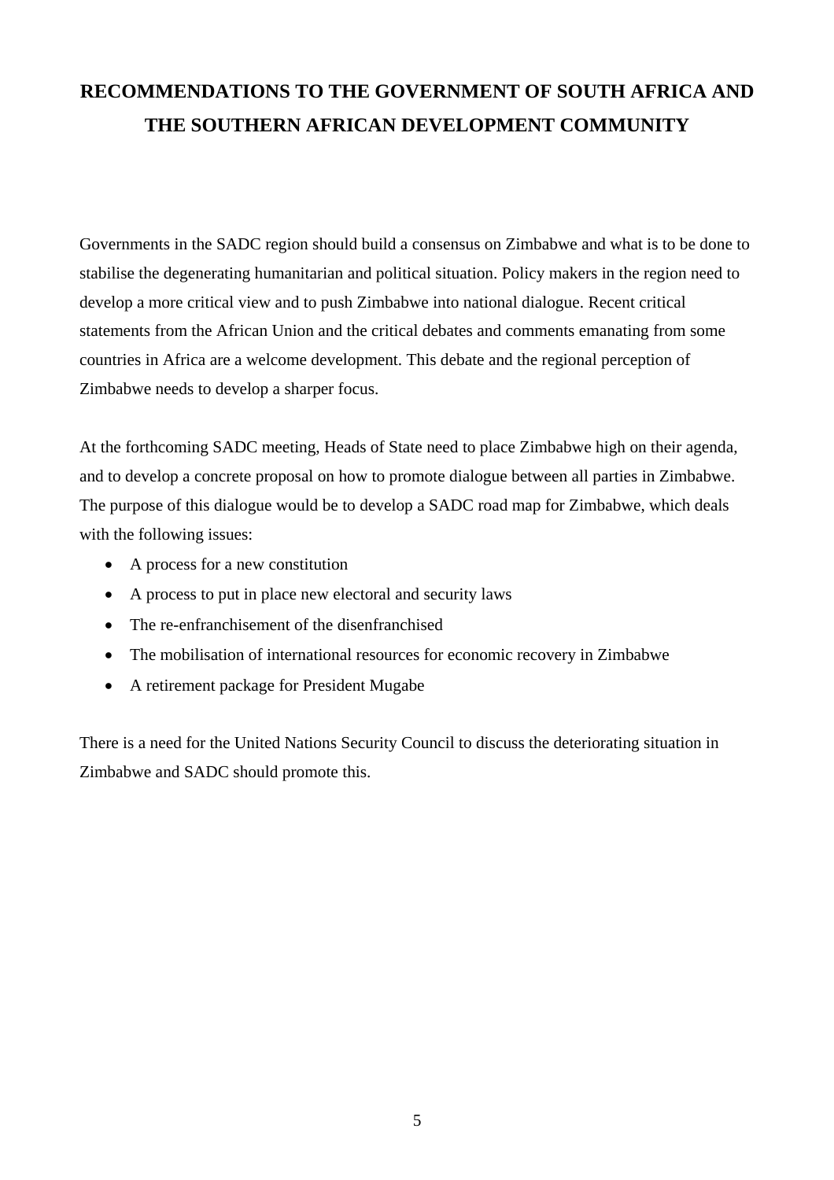# RECOMMENDATIONS TO THE GOVERNMENT OF SOUTH AFRICA AND THE SOUTHERN AFRICAN DEVELOPMENT COMMUNITY

Governments in the SADC region should build a consensus on Zimbabwe and what is to be done to stabilise the degenerating humanitarian and political situation. Policy makers in the region need to develop a more critical view and to push Zimbabwe into national dialogue. Recent critical statements from the African Union and the critical debates and comments emanating from some countries in Africa are a welcome development. This debate and the regional perception of Zimbabwe needs to develop a sharper focus.

At the forthcoming SADC meeting, Heads of State need to place Zimbabwe high on their agenda, and to develop a concrete proposal on how to promote dialogue between all parties in Zimbabwe. The purpose of this dialogue would be to develop a SADC road map for Zimbabwe, which deals with the following issues:

- A process for a new constitution
- A process to put in place new electoral and security laws
- The re-enfranchisement of the disenfranchised
- The mobilisation of international resources for economic recovery in Zimbabwe
- A retirement package for President Mugabe

There is a need for the United Nations Security Council to discuss the deteriorating situation in Zimbabwe and SADC should promote this.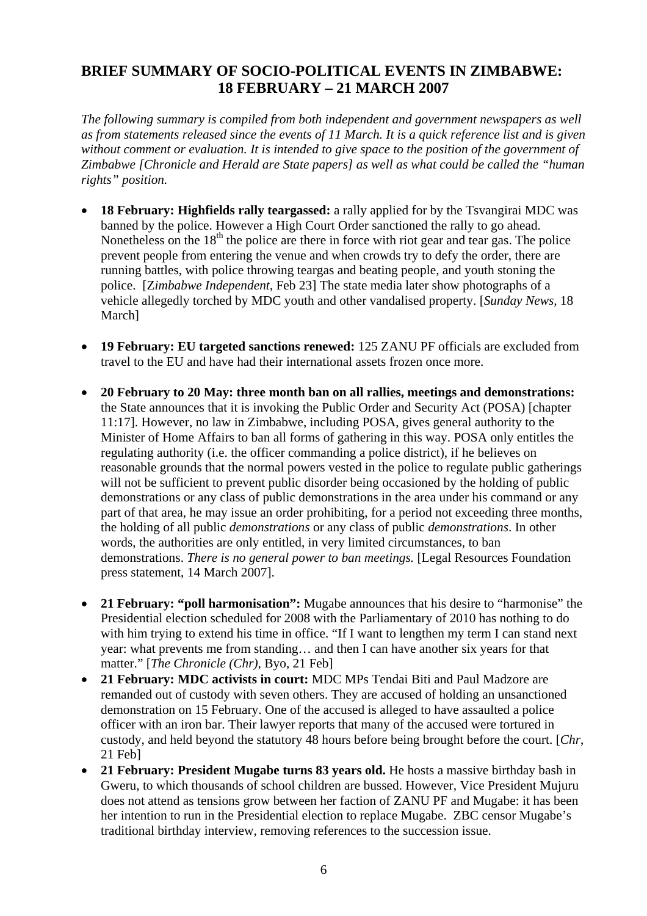## BRIEF SUMMARY OF SOCIO-POLITICAL EVENTS IN ZIMBABWE: 18 FEBRUARY – 21 MARCH 2007

*The following summary is compiled from both independent and government newspapers as well as from statements released since the events of 11 March. It is a quick reference list and is given without comment or evaluation. It is intended to give space to the position of the government of Zimbabwe [Chronicle and Herald are State papers] as well as what could be called the "human rights" position.*

- **18 February: Highfields rally teargassed:** a rally applied for by the Tsvangirai MDC was banned by the police. However a High Court Order sanctioned the rally to go ahead. Nonetheless on the 18th the police are there in force with riot gear and tear gas. The police prevent people from entering the venue and when crowds try to defy the order, there are running battles, with police throwing teargas and beating people, and youth stoning the police. [Z*imbabwe Independent,* Feb 23] The state media later show photographs of a vehicle allegedly torched by MDC youth and other vandalised property. [*Sunday News*, 18 March]

- **19 February: EU targeted sanctions renewed:** 125 ZANU PF officials are excluded from travel to the EU and have had their international assets frozen once more.

- **20 February to 20 May: three month ban on all rallies, meetings and demonstrations:** the State announces that it is invoking the Public Order and Security Act (POSA) [chapter 11:17]. However, no law in Zimbabwe, including POSA, gives general authority to the Minister of Home Affairs to ban all forms of gathering in this way. POSA only entitles the regulating authority (i.e. the officer commanding a police district), if he believes on reasonable grounds that the normal powers vested in the police to regulate public gatherings will not be sufficient to prevent public disorder being occasioned by the holding of public demonstrations or any class of public demonstrations in the area under his command or any part of that area, he may issue an order prohibiting, for a period not exceeding three months, the holding of all public *demonstrations* or any class of public *demonstrations*. In other words, the authorities are only entitled, in very limited circumstances, to ban demonstrations. *There is no general power to ban meetings.* [Legal Resources Foundation press statement, 14 March 2007].

- **21 February: "poll harmonisation":** Mugabe announces that his desire to "harmonise" the Presidential election scheduled for 2008 with the Parliamentary of 2010 has nothing to do with him trying to extend his time in office. "If I want to lengthen my term I can stand next year: what prevents me from standing… and then I can have another six years for that matter." [*The Chronicle (Chr),* Byo, 21 Feb]
- **21 February: MDC activists in court:** MDC MPs Tendai Biti and Paul Madzore are remanded out of custody with seven others. They are accused of holding an unsanctioned demonstration on 15 February. One of the accused is alleged to have assaulted a police officer with an iron bar. Their lawyer reports that many of the accused were tortured in custody, and held beyond the statutory 48 hours before being brought before the court. [*Chr*, 21 Feb]
- **21 February: President Mugabe turns 83 years old.** He hosts a massive birthday bash in Gweru, to which thousands of school children are bussed. However, Vice President Mujuru does not attend as tensions grow between her faction of ZANU PF and Mugabe: it has been her intention to run in the Presidential election to replace Mugabe. ZBC censor Mugabe's traditional birthday interview, removing references to the succession issue.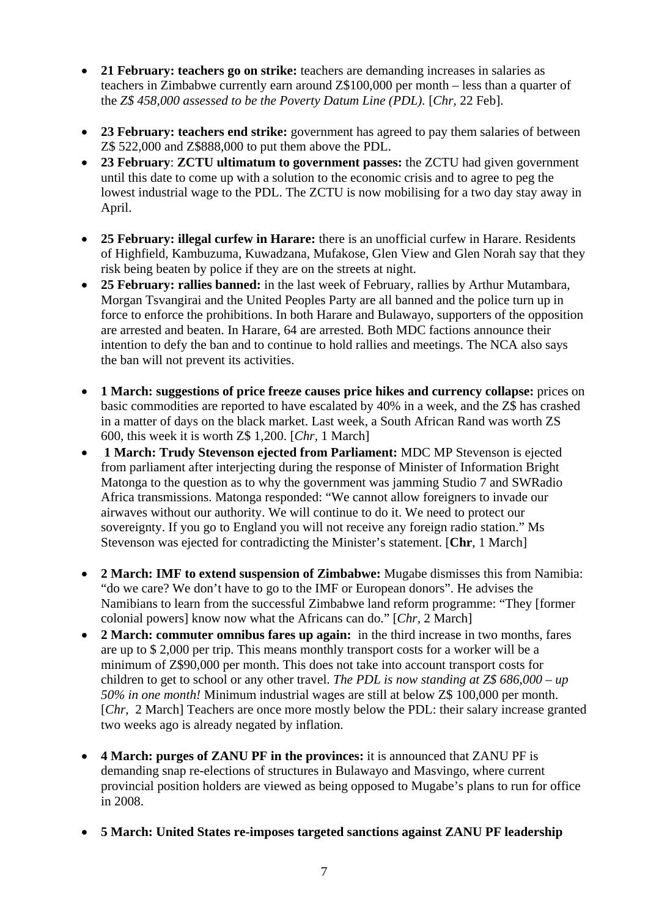- **21 February: teachers go on strike:** teachers are demanding increases in salaries as teachers in Zimbabwe currently earn around Z$100,000 per month – less than a quarter of the *Z$ 458,000 assessed to be the Poverty Datum Line (PDL).* [*Chr*, 22 Feb].

- **23 February: teachers end strike:** government has agreed to pay them salaries of between Z$ 522,000 and Z$888,000 to put them above the PDL.
- **23 February**: **ZCTU ultimatum to government passes:** the ZCTU had given government until this date to come up with a solution to the economic crisis and to agree to peg the lowest industrial wage to the PDL. The ZCTU is now mobilising for a two day stay away in April.

- **25 February: illegal curfew in Harare:** there is an unofficial curfew in Harare. Residents of Highfield, Kambuzuma, Kuwadzana, Mufakose, Glen View and Glen Norah say that they risk being beaten by police if they are on the streets at night.
- **25 February: rallies banned:** in the last week of February, rallies by Arthur Mutambara, Morgan Tsvangirai and the United Peoples Party are all banned and the police turn up in force to enforce the prohibitions. In both Harare and Bulawayo, supporters of the opposition are arrested and beaten. In Harare, 64 are arrested. Both MDC factions announce their intention to defy the ban and to continue to hold rallies and meetings. The NCA also says the ban will not prevent its activities.

- **1 March: suggestions of price freeze causes price hikes and currency collapse:** prices on basic commodities are reported to have escalated by 40% in a week, and the Z$ has crashed in a matter of days on the black market. Last week, a South African Rand was worth ZS 600, this week it is worth Z$ 1,200. [*Chr*, 1 March]
- **1 March: Trudy Stevenson ejected from Parliament:** MDC MP Stevenson is ejected from parliament after interjecting during the response of Minister of Information Bright Matonga to the question as to why the government was jamming Studio 7 and SWRadio Africa transmissions. Matonga responded: "We cannot allow foreigners to invade our airwaves without our authority. We will continue to do it. We need to protect our sovereignty. If you go to England you will not receive any foreign radio station." Ms Stevenson was ejected for contradicting the Minister's statement. [**Chr**, 1 March]

- **2 March: IMF to extend suspension of Zimbabwe:** Mugabe dismisses this from Namibia: "do we care? We don't have to go to the IMF or European donors". He advises the Namibians to learn from the successful Zimbabwe land reform programme: "They [former colonial powers] know now what the Africans can do." [*Chr*, 2 March]
- **2 March: commuter omnibus fares up again:** in the third increase in two months, fares are up to $ 2,000 per trip. This means monthly transport costs for a worker will be a minimum of Z$90,000 per month. This does not take into account transport costs for children to get to school or any other travel. *The PDL is now standing at Z$ 686,000 – up 50% in one month!* Minimum industrial wages are still at below Z$ 100,000 per month. [*Chr,* 2 March] Teachers are once more mostly below the PDL: their salary increase granted two weeks ago is already negated by inflation.

- **4 March: purges of ZANU PF in the provinces:** it is announced that ZANU PF is demanding snap re-elections of structures in Bulawayo and Masvingo, where current provincial position holders are viewed as being opposed to Mugabe's plans to run for office in 2008.

- **5 March: United States re-imposes targeted sanctions against ZANU PF leadership**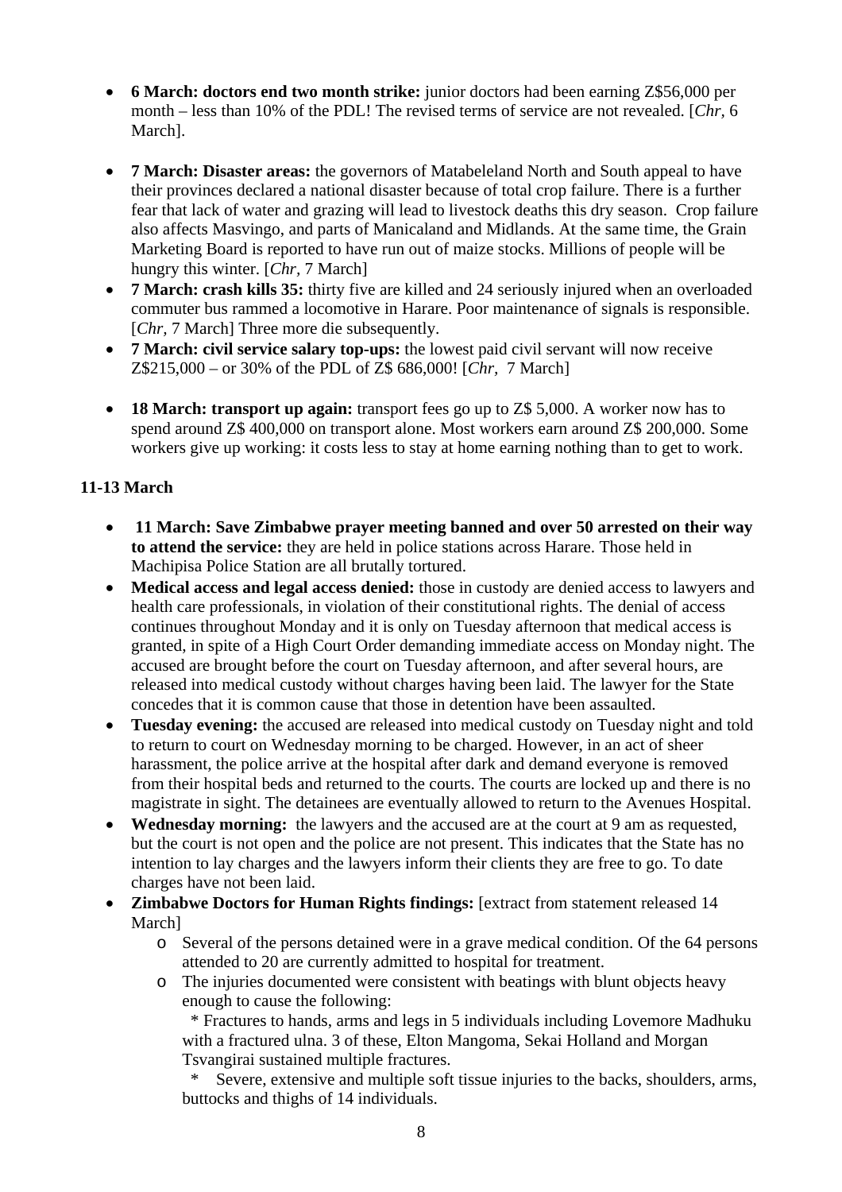- **6 March: doctors end two month strike:** junior doctors had been earning Z$56,000 per month – less than 10% of the PDL! The revised terms of service are not revealed. [*Chr,* 6 March].

- **7 March: Disaster areas:** the governors of Matabeleland North and South appeal to have their provinces declared a national disaster because of total crop failure. There is a further fear that lack of water and grazing will lead to livestock deaths this dry season. Crop failure also affects Masvingo, and parts of Manicaland and Midlands. At the same time, the Grain Marketing Board is reported to have run out of maize stocks. Millions of people will be hungry this winter. [*Chr,* 7 March]
- **7 March: crash kills 35:** thirty five are killed and 24 seriously injured when an overloaded commuter bus rammed a locomotive in Harare. Poor maintenance of signals is responsible. [*Chr,* 7 March] Three more die subsequently.
- **7 March: civil service salary top-ups:** the lowest paid civil servant will now receive Z$215,000 – or 30% of the PDL of Z$ 686,000! [*Chr,* 7 March]

- **18 March: transport up again:** transport fees go up to Z$ 5,000. A worker now has to spend around Z$ 400,000 on transport alone. Most workers earn around Z$ 200,000. Some workers give up working: it costs less to stay at home earning nothing than to get to work.

**11-13 March**

- **11 March: Save Zimbabwe prayer meeting banned and over 50 arrested on their way to attend the service:** they are held in police stations across Harare. Those held in Machipisa Police Station are all brutally tortured.
- **Medical access and legal access denied:** those in custody are denied access to lawyers and health care professionals, in violation of their constitutional rights. The denial of access continues throughout Monday and it is only on Tuesday afternoon that medical access is granted, in spite of a High Court Order demanding immediate access on Monday night. The accused are brought before the court on Tuesday afternoon, and after several hours, are released into medical custody without charges having been laid. The lawyer for the State concedes that it is common cause that those in detention have been assaulted.
- **Tuesday evening:** the accused are released into medical custody on Tuesday night and told to return to court on Wednesday morning to be charged. However, in an act of sheer harassment, the police arrive at the hospital after dark and demand everyone is removed from their hospital beds and returned to the courts. The courts are locked up and there is no magistrate in sight. The detainees are eventually allowed to return to the Avenues Hospital.
- **Wednesday morning:** the lawyers and the accused are at the court at 9 am as requested, but the court is not open and the police are not present. This indicates that the State has no intention to lay charges and the lawyers inform their clients they are free to go. To date charges have not been laid.
- **Zimbabwe Doctors for Human Rights findings:** [extract from statement released 14 March]
  - Several of the persons detained were in a grave medical condition. Of the 64 persons attended to 20 are currently admitted to hospital for treatment.
  - The injuries documented were consistent with beatings with blunt objects heavy enough to cause the following:
    * Fractures to hands, arms and legs in 5 individuals including Lovemore Madhuku with a fractured ulna. 3 of these, Elton Mangoma, Sekai Holland and Morgan Tsvangirai sustained multiple fractures.
    * Severe, extensive and multiple soft tissue injuries to the backs, shoulders, arms, buttocks and thighs of 14 individuals.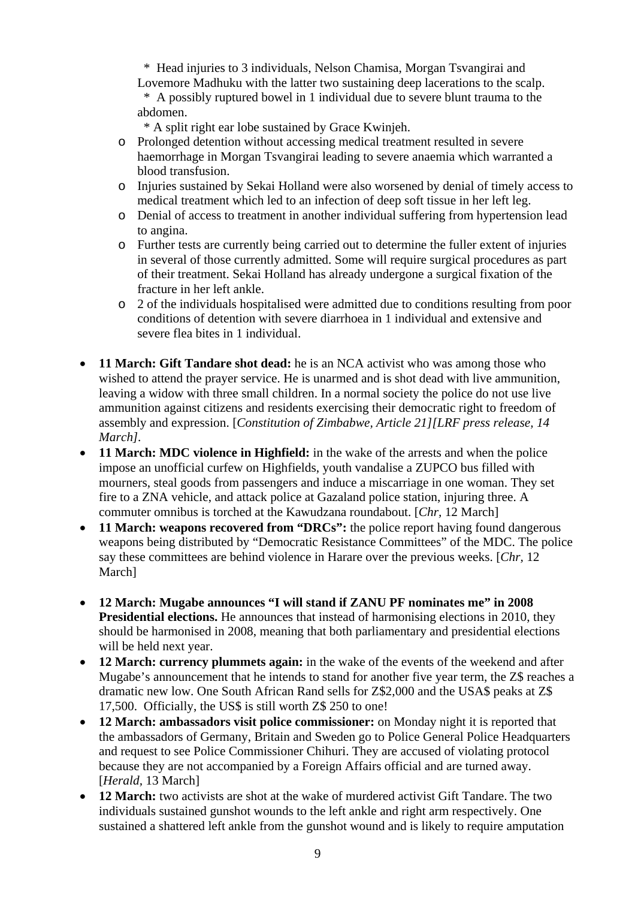* Head injuries to 3 individuals, Nelson Chamisa, Morgan Tsvangirai and Lovemore Madhuku with the latter two sustaining deep lacerations to the scalp.
  * A possibly ruptured bowel in 1 individual due to severe blunt trauma to the abdomen.
  * A split right ear lobe sustained by Grace Kwinjeh.

  - Prolonged detention without accessing medical treatment resulted in severe haemorrhage in Morgan Tsvangirai leading to severe anaemia which warranted a blood transfusion.
  - Injuries sustained by Sekai Holland were also worsened by denial of timely access to medical treatment which led to an infection of deep soft tissue in her left leg.
  - Denial of access to treatment in another individual suffering from hypertension lead to angina.
  - Further tests are currently being carried out to determine the fuller extent of injuries in several of those currently admitted. Some will require surgical procedures as part of their treatment. Sekai Holland has already undergone a surgical fixation of the fracture in her left ankle.
  - 2 of the individuals hospitalised were admitted due to conditions resulting from poor conditions of detention with severe diarrhoea in 1 individual and extensive and severe flea bites in 1 individual.

- **11 March: Gift Tandare shot dead:** he is an NCA activist who was among those who wished to attend the prayer service. He is unarmed and is shot dead with live ammunition, leaving a widow with three small children. In a normal society the police do not use live ammunition against citizens and residents exercising their democratic right to freedom of assembly and expression. [*Constitution of Zimbabwe, Article 21][LRF press release, 14 March]*.
- **11 March: MDC violence in Highfield:** in the wake of the arrests and when the police impose an unofficial curfew on Highfields, youth vandalise a ZUPCO bus filled with mourners, steal goods from passengers and induce a miscarriage in one woman. They set fire to a ZNA vehicle, and attack police at Gazaland police station, injuring three. A commuter omnibus is torched at the Kawudzana roundabout. [*Chr*, 12 March]
- **11 March: weapons recovered from "DRCs":** the police report having found dangerous weapons being distributed by "Democratic Resistance Committees" of the MDC. The police say these committees are behind violence in Harare over the previous weeks. [*Chr*, 12 March]

- **12 March: Mugabe announces "I will stand if ZANU PF nominates me" in 2008 Presidential elections.** He announces that instead of harmonising elections in 2010, they should be harmonised in 2008, meaning that both parliamentary and presidential elections will be held next year.
- **12 March: currency plummets again:** in the wake of the events of the weekend and after Mugabe's announcement that he intends to stand for another five year term, the Z$ reaches a dramatic new low. One South African Rand sells for Z$2,000 and the USA$ peaks at Z$ 17,500. Officially, the US$ is still worth Z$ 250 to one!
- **12 March: ambassadors visit police commissioner:** on Monday night it is reported that the ambassadors of Germany, Britain and Sweden go to Police General Police Headquarters and request to see Police Commissioner Chihuri. They are accused of violating protocol because they are not accompanied by a Foreign Affairs official and are turned away. [*Herald*, 13 March]
- **12 March:** two activists are shot at the wake of murdered activist Gift Tandare. The two individuals sustained gunshot wounds to the left ankle and right arm respectively. One sustained a shattered left ankle from the gunshot wound and is likely to require amputation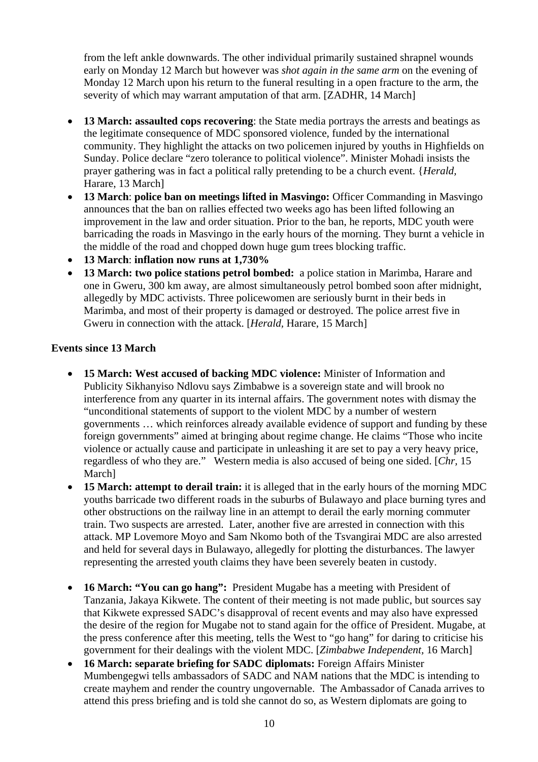from the left ankle downwards. The other individual primarily sustained shrapnel wounds early on Monday 12 March but however was *shot again in the same arm* on the evening of Monday 12 March upon his return to the funeral resulting in a open fracture to the arm, the severity of which may warrant amputation of that arm. [ZADHR, 14 March]

- **13 March: assaulted cops recovering**: the State media portrays the arrests and beatings as the legitimate consequence of MDC sponsored violence, funded by the international community. They highlight the attacks on two policemen injured by youths in Highfields on Sunday. Police declare "zero tolerance to political violence". Minister Mohadi insists the prayer gathering was in fact a political rally pretending to be a church event. {*Herald,* Harare, 13 March]
- **13 March**: **police ban on meetings lifted in Masvingo:** Officer Commanding in Masvingo announces that the ban on rallies effected two weeks ago has been lifted following an improvement in the law and order situation. Prior to the ban, he reports, MDC youth were barricading the roads in Masvingo in the early hours of the morning. They burnt a vehicle in the middle of the road and chopped down huge gum trees blocking traffic.
- **13 March**: **inflation now runs at 1,730%**
- **13 March: two police stations petrol bombed:** a police station in Marimba, Harare and one in Gweru, 300 km away, are almost simultaneously petrol bombed soon after midnight, allegedly by MDC activists. Three policewomen are seriously burnt in their beds in Marimba, and most of their property is damaged or destroyed. The police arrest five in Gweru in connection with the attack. [*Herald,* Harare, 15 March]

**Events since 13 March**

- **15 March: West accused of backing MDC violence:** Minister of Information and Publicity Sikhanyiso Ndlovu says Zimbabwe is a sovereign state and will brook no interference from any quarter in its internal affairs. The government notes with dismay the "unconditional statements of support to the violent MDC by a number of western governments … which reinforces already available evidence of support and funding by these foreign governments" aimed at bringing about regime change. He claims "Those who incite violence or actually cause and participate in unleashing it are set to pay a very heavy price, regardless of who they are." Western media is also accused of being one sided. [*Chr,* 15 March]
- **15 March: attempt to derail train:** it is alleged that in the early hours of the morning MDC youths barricade two different roads in the suburbs of Bulawayo and place burning tyres and other obstructions on the railway line in an attempt to derail the early morning commuter train. Two suspects are arrested. Later, another five are arrested in connection with this attack. MP Lovemore Moyo and Sam Nkomo both of the Tsvangirai MDC are also arrested and held for several days in Bulawayo, allegedly for plotting the disturbances. The lawyer representing the arrested youth claims they have been severely beaten in custody.
- **16 March: "You can go hang":** President Mugabe has a meeting with President of Tanzania, Jakaya Kikwete. The content of their meeting is not made public, but sources say that Kikwete expressed SADC's disapproval of recent events and may also have expressed the desire of the region for Mugabe not to stand again for the office of President. Mugabe, at the press conference after this meeting, tells the West to "go hang" for daring to criticise his government for their dealings with the violent MDC. [*Zimbabwe Independent,* 16 March]
- **16 March: separate briefing for SADC diplomats:** Foreign Affairs Minister Mumbengegwi tells ambassadors of SADC and NAM nations that the MDC is intending to create mayhem and render the country ungovernable. The Ambassador of Canada arrives to attend this press briefing and is told she cannot do so, as Western diplomats are going to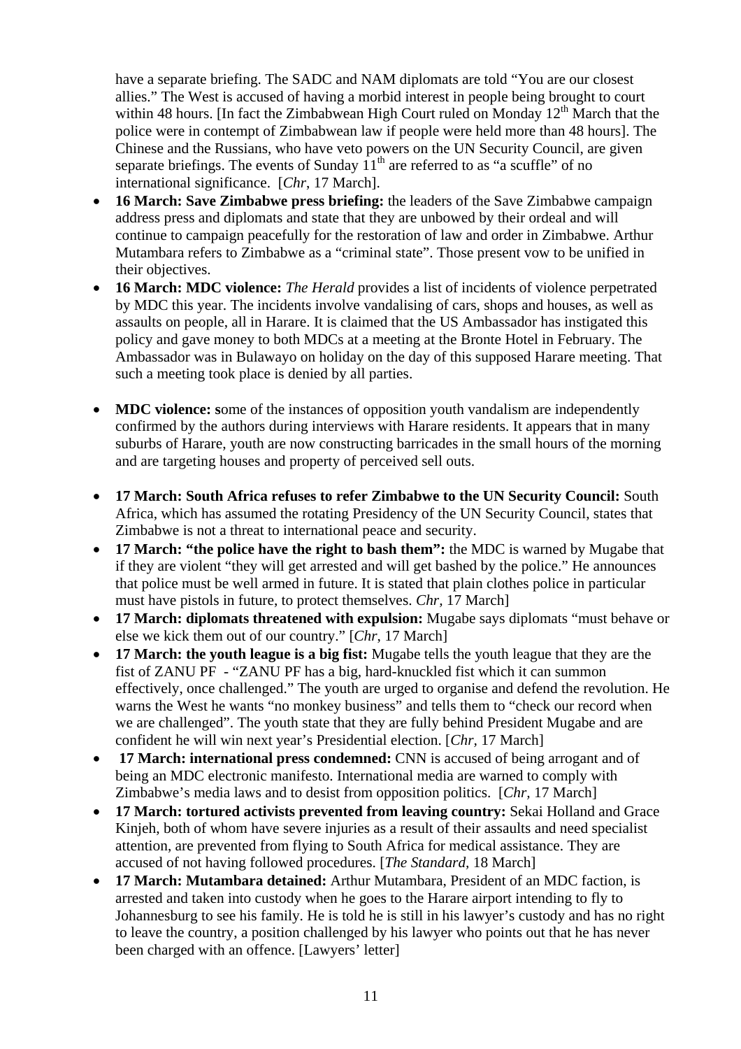have a separate briefing. The SADC and NAM diplomats are told "You are our closest allies." The West is accused of having a morbid interest in people being brought to court within 48 hours. [In fact the Zimbabwean High Court ruled on Monday 12th March that the police were in contempt of Zimbabwean law if people were held more than 48 hours]. The Chinese and the Russians, who have veto powers on the UN Security Council, are given separate briefings. The events of Sunday 11th are referred to as "a scuffle" of no international significance. [*Chr*, 17 March].

- **16 March: Save Zimbabwe press briefing:** the leaders of the Save Zimbabwe campaign address press and diplomats and state that they are unbowed by their ordeal and will continue to campaign peacefully for the restoration of law and order in Zimbabwe. Arthur Mutambara refers to Zimbabwe as a "criminal state". Those present vow to be unified in their objectives.
- **16 March: MDC violence:** *The Herald* provides a list of incidents of violence perpetrated by MDC this year. The incidents involve vandalising of cars, shops and houses, as well as assaults on people, all in Harare. It is claimed that the US Ambassador has instigated this policy and gave money to both MDCs at a meeting at the Bronte Hotel in February. The Ambassador was in Bulawayo on holiday on the day of this supposed Harare meeting. That such a meeting took place is denied by all parties.

- **MDC violence: s**ome of the instances of opposition youth vandalism are independently confirmed by the authors during interviews with Harare residents. It appears that in many suburbs of Harare, youth are now constructing barricades in the small hours of the morning and are targeting houses and property of perceived sell outs.

- **17 March: South Africa refuses to refer Zimbabwe to the UN Security Council:** South Africa, which has assumed the rotating Presidency of the UN Security Council, states that Zimbabwe is not a threat to international peace and security.
- **17 March: "the police have the right to bash them":** the MDC is warned by Mugabe that if they are violent "they will get arrested and will get bashed by the police." He announces that police must be well armed in future. It is stated that plain clothes police in particular must have pistols in future, to protect themselves. *Chr*, 17 March]
- **17 March: diplomats threatened with expulsion:** Mugabe says diplomats "must behave or else we kick them out of our country." [*Chr*, 17 March]
- **17 March: the youth league is a big fist:** Mugabe tells the youth league that they are the fist of ZANU PF - "ZANU PF has a big, hard-knuckled fist which it can summon effectively, once challenged." The youth are urged to organise and defend the revolution. He warns the West he wants "no monkey business" and tells them to "check our record when we are challenged". The youth state that they are fully behind President Mugabe and are confident he will win next year's Presidential election. [*Chr*, 17 March]
- **17 March: international press condemned:** CNN is accused of being arrogant and of being an MDC electronic manifesto. International media are warned to comply with Zimbabwe's media laws and to desist from opposition politics. [*Chr*, 17 March]
- **17 March: tortured activists prevented from leaving country:** Sekai Holland and Grace Kinjeh, both of whom have severe injuries as a result of their assaults and need specialist attention, are prevented from flying to South Africa for medical assistance. They are accused of not having followed procedures. [*The Standard*, 18 March]
- **17 March: Mutambara detained:** Arthur Mutambara, President of an MDC faction, is arrested and taken into custody when he goes to the Harare airport intending to fly to Johannesburg to see his family. He is told he is still in his lawyer's custody and has no right to leave the country, a position challenged by his lawyer who points out that he has never been charged with an offence. [Lawyers' letter]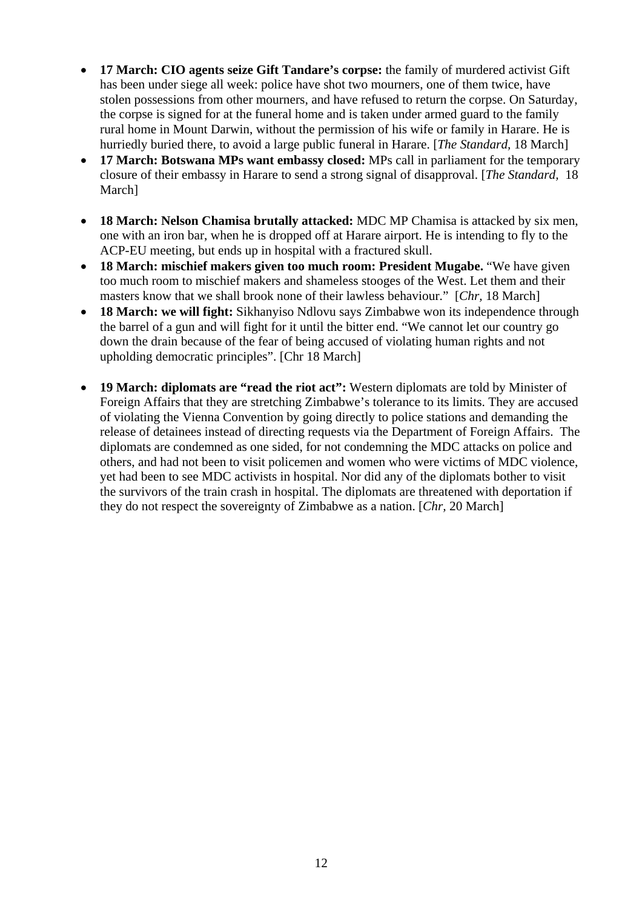- **17 March: CIO agents seize Gift Tandare's corpse:** the family of murdered activist Gift has been under siege all week: police have shot two mourners, one of them twice, have stolen possessions from other mourners, and have refused to return the corpse. On Saturday, the corpse is signed for at the funeral home and is taken under armed guard to the family rural home in Mount Darwin, without the permission of his wife or family in Harare. He is hurriedly buried there, to avoid a large public funeral in Harare. [*The Standard,* 18 March]
- **17 March: Botswana MPs want embassy closed:** MPs call in parliament for the temporary closure of their embassy in Harare to send a strong signal of disapproval. [*The Standard,* 18 March]

- **18 March: Nelson Chamisa brutally attacked:** MDC MP Chamisa is attacked by six men, one with an iron bar, when he is dropped off at Harare airport. He is intending to fly to the ACP-EU meeting, but ends up in hospital with a fractured skull.
- **18 March: mischief makers given too much room: President Mugabe.** "We have given too much room to mischief makers and shameless stooges of the West. Let them and their masters know that we shall brook none of their lawless behaviour." [*Chr,* 18 March]
- **18 March: we will fight:** Sikhanyiso Ndlovu says Zimbabwe won its independence through the barrel of a gun and will fight for it until the bitter end. "We cannot let our country go down the drain because of the fear of being accused of violating human rights and not upholding democratic principles". [Chr 18 March]

- **19 March: diplomats are "read the riot act":** Western diplomats are told by Minister of Foreign Affairs that they are stretching Zimbabwe's tolerance to its limits. They are accused of violating the Vienna Convention by going directly to police stations and demanding the release of detainees instead of directing requests via the Department of Foreign Affairs. The diplomats are condemned as one sided, for not condemning the MDC attacks on police and others, and had not been to visit policemen and women who were victims of MDC violence, yet had been to see MDC activists in hospital. Nor did any of the diplomats bother to visit the survivors of the train crash in hospital. The diplomats are threatened with deportation if they do not respect the sovereignty of Zimbabwe as a nation. [*Chr,* 20 March]